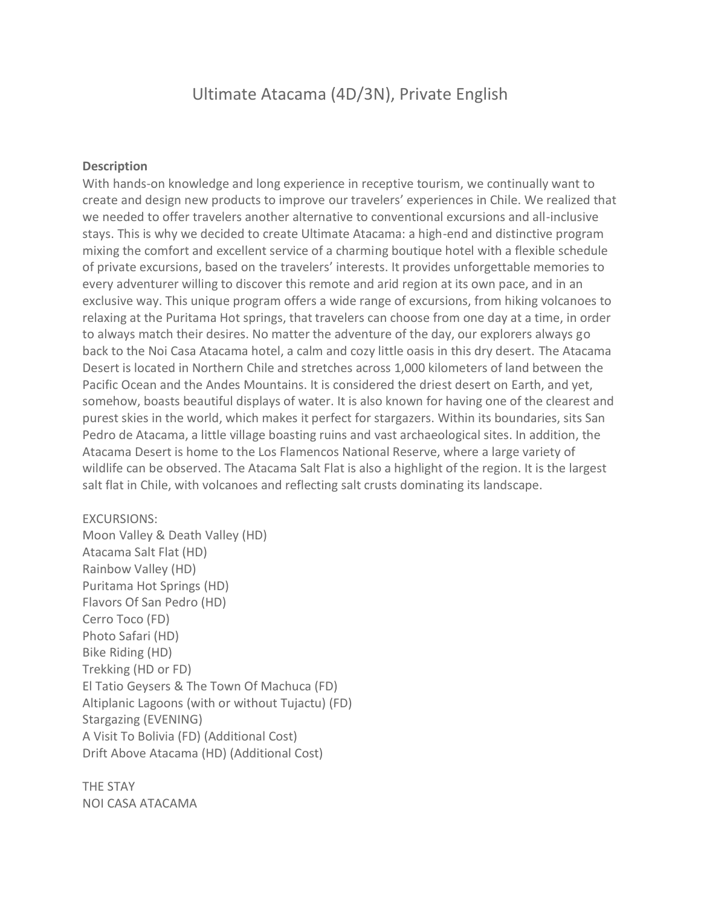# Ultimate Atacama (4D/3N), Private English

**Description**

With hands-on knowledge and long experience in receptive tourism, we continually want to create and design new products to improve our travelers' experiences in Chile. We realized that we needed to offer travelers another alternative to conventional excursions and all-inclusive stays. This is why we decided to create Ultimate Atacama: a high-end and distinctive program mixing the comfort and excellent service of a charming boutique hotel with a flexible schedule of private excursions, based on the travelers' interests. It provides unforgettable memories to every adventurer willing to discover this remote and arid region at its own pace, and in an exclusive way. This unique program offers a wide range of excursions, from hiking volcanoes to relaxing at the Puritama Hot springs, that travelers can choose from one day at a time, in order to always match their desires. No matter the adventure of the day, our explorers always go back to the Noi Casa Atacama hotel, a calm and cozy little oasis in this dry desert. The Atacama Desert is located in Northern Chile and stretches across 1,000 kilometers of land between the Pacific Ocean and the Andes Mountains. It is considered the driest desert on Earth, and yet, somehow, boasts beautiful displays of water. It is also known for having one of the clearest and purest skies in the world, which makes it perfect for stargazers. Within its boundaries, sits San Pedro de Atacama, a little village boasting ruins and vast archaeological sites. In addition, the Atacama Desert is home to the Los Flamencos National Reserve, where a large variety of wildlife can be observed. The Atacama Salt Flat is also a highlight of the region. It is the largest salt flat in Chile, with volcanoes and reflecting salt crusts dominating its landscape.

EXCURSIONS:
Moon Valley & Death Valley (HD)
Atacama Salt Flat (HD)
Rainbow Valley (HD)
Puritama Hot Springs (HD)
Flavors Of San Pedro (HD)
Cerro Toco (FD)
Photo Safari (HD)
Bike Riding (HD)
Trekking (HD or FD)
El Tatio Geysers & The Town Of Machuca (FD)
Altiplanic Lagoons (with or without Tujactu) (FD)
Stargazing (EVENING)
A Visit To Bolivia (FD) (Additional Cost)
Drift Above Atacama (HD) (Additional Cost)

THE STAY
NOI CASA ATACAMA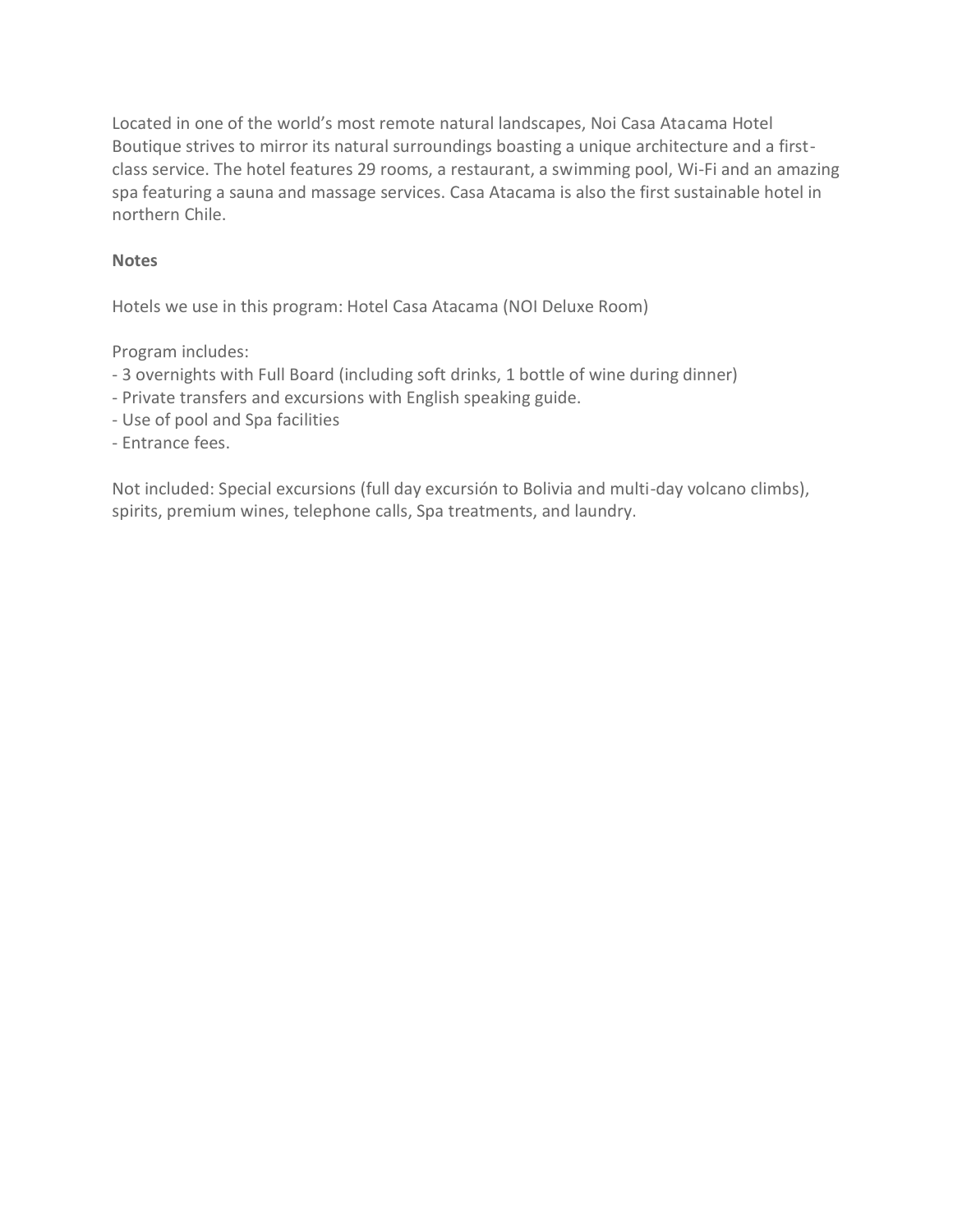Located in one of the world's most remote natural landscapes, Noi Casa Atacama Hotel Boutique strives to mirror its natural surroundings boasting a unique architecture and a first-class service. The hotel features 29 rooms, a restaurant, a swimming pool, Wi-Fi and an amazing spa featuring a sauna and massage services. Casa Atacama is also the first sustainable hotel in northern Chile.

**Notes**

Hotels we use in this program: Hotel Casa Atacama (NOI Deluxe Room)

Program includes:
- 3 overnights with Full Board (including soft drinks, 1 bottle of wine during dinner)
- Private transfers and excursions with English speaking guide.
- Use of pool and Spa facilities
- Entrance fees.

Not included: Special excursions (full day excursión to Bolivia and multi-day volcano climbs), spirits, premium wines, telephone calls, Spa treatments, and laundry.